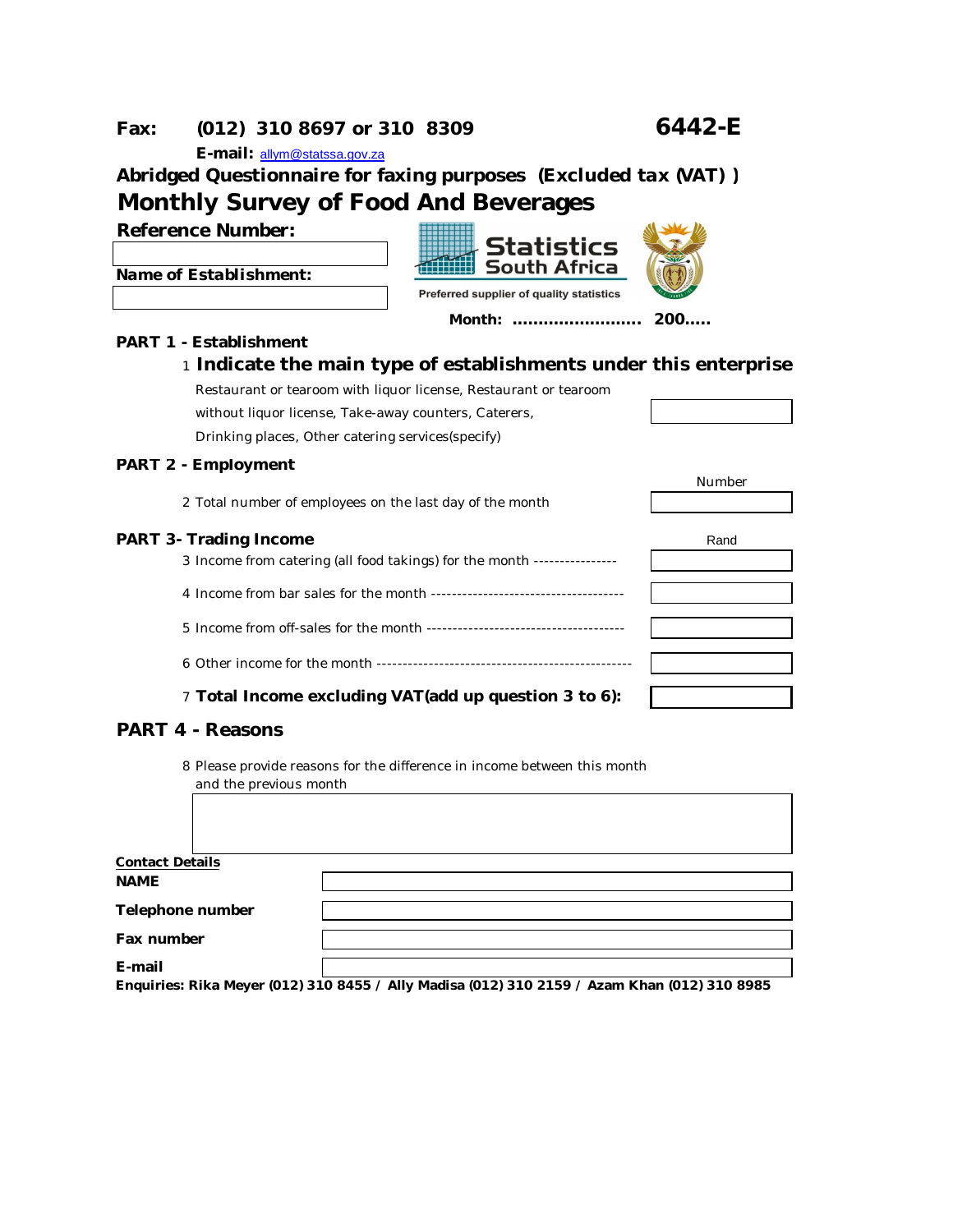**Fax: (012) 310 8697 or 310 8309** **6442-E**

**E-mail:** allym@statssa.gov.za

**Abridged Questionnaire for faxing purposes (Excluded tax (VAT) )**

# Monthly Survey of Food And Beverages

**Reference Number:**

**Name of Establishment:**

Statistics South Africa

Preferred supplier of quality statistics

**Month: ........................ 200.....**

## PART 1 - Establishment

1 **Indicate the main type of establishments under this enterprise**

Restaurant or tearoom with liquor license, Restaurant or tearoom without liquor license, Take-away counters, Caterers, Drinking places, Other catering services(specify)

## PART 2 - Employment

| | Number |
|---|---|
| 2 Total number of employees on the last day of the month | |

## PART 3- Trading Income

| | Rand |
|---|---|
| 3 Income from catering (all food takings) for the month ---------------- | |
| 4 Income from bar sales for the month ------------------------------------ | |
| 5 Income from off-sales for the month ------------------------------------- | |
| 6 Other income for the month ------------------------------------------------ | |
| 7 **Total Income excluding VAT(add up question 3 to 6):** | |

## PART 4 - Reasons

8 Please provide reasons for the difference in income between this month and the previous month

**Contact Details**

| | |
|---|---|
| **NAME** | |
| **Telephone number** | |
| **Fax number** | |
| **E-mail** | |

**Enquiries: Rika Meyer (012) 310 8455 / Ally Madisa (012) 310 2159 / Azam Khan (012) 310 8985**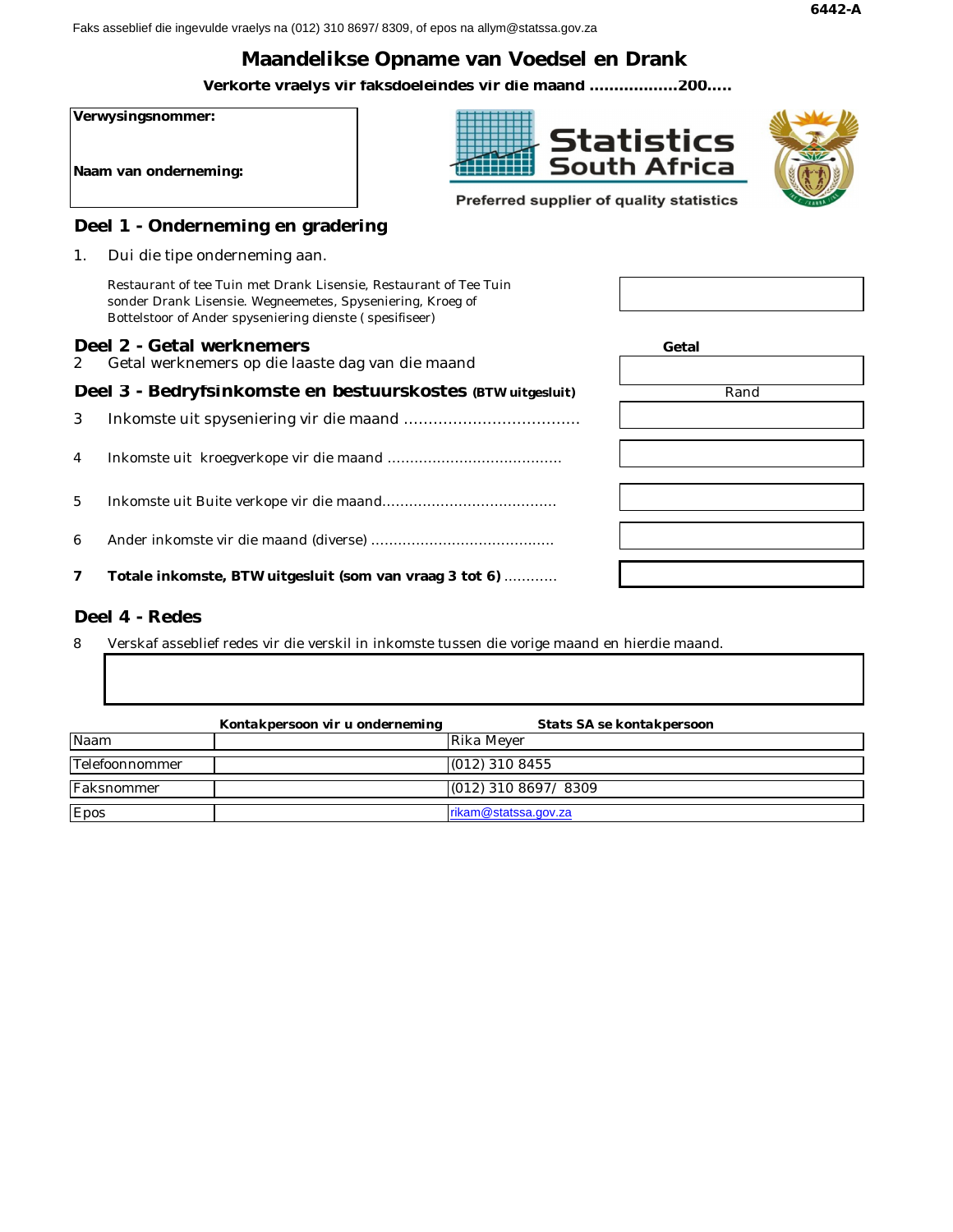6442-A

Faks asseblief die ingevulde vraelys na (012) 310 8697/ 8309, of epos na allym@statssa.gov.za

# Maandelikse Opname van Voedsel en Drank

**Verkorte vraelys vir faksdoeleindes vir die maand ..................200.....**

**Verwysingsnommer:**

**Naam van onderneming:**

Statistics South Africa

Preferred supplier of quality statistics

## Deel 1 - Onderneming en gradering

1. Dui die tipe onderneming aan.

Restaurant of tee Tuin met Drank Lisensie, Restaurant of Tee Tuin sonder Drank Lisensie. Wegneemetes, Spyseniering, Kroeg of Bottelstoor of Ander spysenering dienste ( spesifiseer)

## Deel 2 - Getal werknemers

| | | Getal |
|---|---|---|
| 2 | Getal werknemers op die laaste dag van die maand | |

## Deel 3 - Bedryfsinkomste en bestuurskostes (BTW uitgesluit)

| | | Rand |
|---|---|---|
| 3 | Inkomste uit spysenering vir die maand .................................... | |
| 4 | Inkomste uit kroegverkope vir die maand ...................................... | |
| 5 | Inkomste uit Buite verkope vir die maand...................................... | |
| 6 | Ander inkomste vir die maand (diverse) ......................................... | |
| **7** | **Totale inkomste, BTW uitgesluit (som van vraag 3 tot 6)** ............ | |

## Deel 4 - Redes

8 Verskaf asseblief redes vir die verskil in inkomste tussen die vorige maand en hierdie maand.

| | Kontakpersoon vir u onderneming | Stats SA se kontakpersoon |
|---|---|---|
| Naam | | Rika Meyer |
| Telefoonnommer | | (012) 310 8455 |
| Faksnommer | | (012) 310 8697/ 8309 |
| Epos | | rikam@statssa.gov.za |